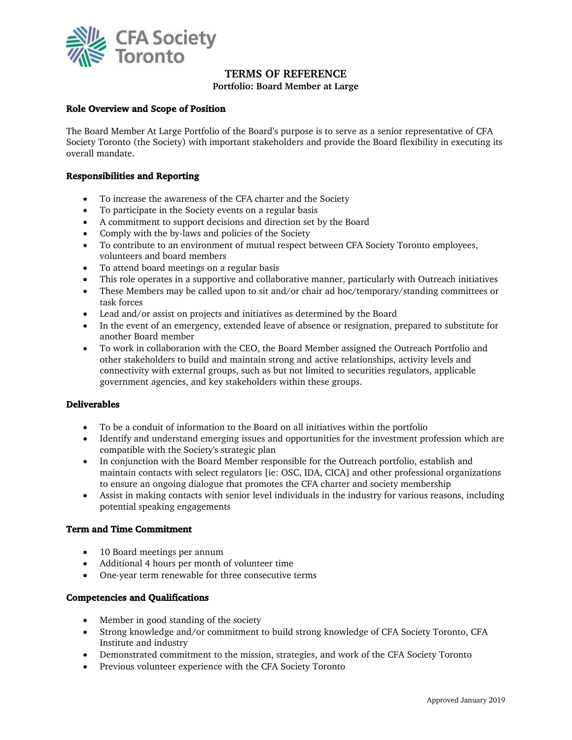CFA Society Toronto

# TERMS OF REFERENCE

**Portfolio: Board Member at Large**

### Role Overview and Scope of Position

The Board Member At Large Portfolio of the Board's purpose is to serve as a senior representative of CFA Society Toronto (the Society) with important stakeholders and provide the Board flexibility in executing its overall mandate.

### Responsibilities and Reporting

- To increase the awareness of the CFA charter and the Society
- To participate in the Society events on a regular basis
- A commitment to support decisions and direction set by the Board
- Comply with the by-laws and policies of the Society
- To contribute to an environment of mutual respect between CFA Society Toronto employees, volunteers and board members
- To attend board meetings on a regular basis
- This role operates in a supportive and collaborative manner, particularly with Outreach initiatives
- These Members may be called upon to sit and/or chair ad hoc/temporary/standing committees or task forces
- Lead and/or assist on projects and initiatives as determined by the Board
- In the event of an emergency, extended leave of absence or resignation, prepared to substitute for another Board member
- To work in collaboration with the CEO, the Board Member assigned the Outreach Portfolio and other stakeholders to build and maintain strong and active relationships, activity levels and connectivity with external groups, such as but not limited to securities regulators, applicable government agencies, and key stakeholders within these groups.

### Deliverables

- To be a conduit of information to the Board on all initiatives within the portfolio
- Identify and understand emerging issues and opportunities for the investment profession which are compatible with the Society's strategic plan
- In conjunction with the Board Member responsible for the Outreach portfolio, establish and maintain contacts with select regulators [ie: OSC, IDA, CICA] and other professional organizations to ensure an ongoing dialogue that promotes the CFA charter and society membership
- Assist in making contacts with senior level individuals in the industry for various reasons, including potential speaking engagements

### Term and Time Commitment

- 10 Board meetings per annum
- Additional 4 hours per month of volunteer time
- One-year term renewable for three consecutive terms

### Competencies and Qualifications

- Member in good standing of the society
- Strong knowledge and/or commitment to build strong knowledge of CFA Society Toronto, CFA Institute and industry
- Demonstrated commitment to the mission, strategies, and work of the CFA Society Toronto
- Previous volunteer experience with the CFA Society Toronto

Approved January 2019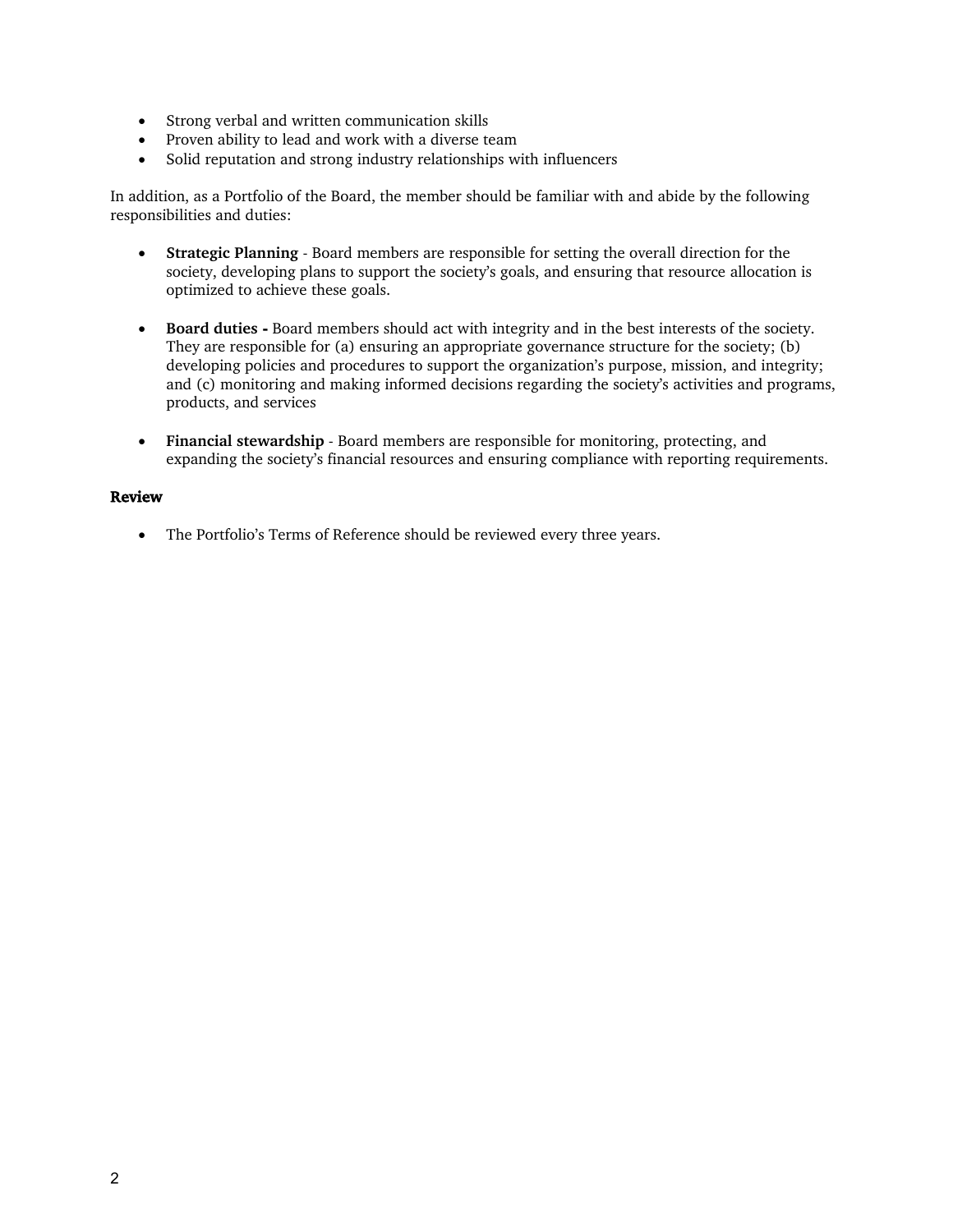- Strong verbal and written communication skills
- Proven ability to lead and work with a diverse team
- Solid reputation and strong industry relationships with influencers

In addition, as a Portfolio of the Board, the member should be familiar with and abide by the following responsibilities and duties:

- **Strategic Planning** - Board members are responsible for setting the overall direction for the society, developing plans to support the society's goals, and ensuring that resource allocation is optimized to achieve these goals.

- **Board duties -** Board members should act with integrity and in the best interests of the society. They are responsible for (a) ensuring an appropriate governance structure for the society; (b) developing policies and procedures to support the organization's purpose, mission, and integrity; and (c) monitoring and making informed decisions regarding the society's activities and programs, products, and services

- **Financial stewardship** - Board members are responsible for monitoring, protecting, and expanding the society's financial resources and ensuring compliance with reporting requirements.

**Review**

- The Portfolio's Terms of Reference should be reviewed every three years.